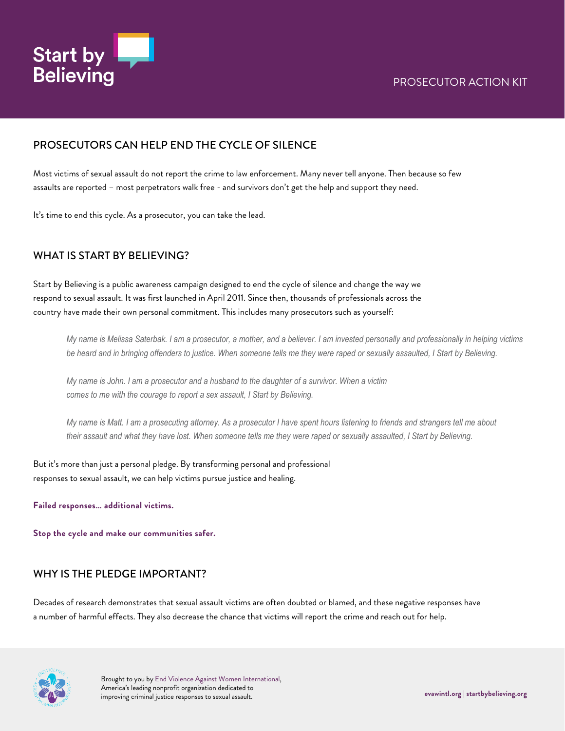# Start by Believing

PROSECUTOR ACTION KIT

## PROSECUTORS CAN HELP END THE CYCLE OF SILENCE

Most victims of sexual assault do not report the crime to law enforcement. Many never tell anyone. Then because so few assaults are reported – most perpetrators walk free - and survivors don't get the help and support they need.

It's time to end this cycle. As a prosecutor, you can take the lead.

## WHAT IS START BY BELIEVING?

Start by Believing is a public awareness campaign designed to end the cycle of silence and change the way we respond to sexual assault. It was first launched in April 2011. Since then, thousands of professionals across the country have made their own personal commitment. This includes many prosecutors such as yourself:

> *My name is Melissa Saterbak. I am a prosecutor, a mother, and a believer. I am invested personally and professionally in helping victims be heard and in bringing offenders to justice. When someone tells me they were raped or sexually assaulted, I Start by Believing.*
>
> *My name is John. I am a prosecutor and a husband to the daughter of a survivor. When a victim comes to me with the courage to report a sex assault, I Start by Believing.*
>
> *My name is Matt. I am a prosecuting attorney. As a prosecutor I have spent hours listening to friends and strangers tell me about their assault and what they have lost. When someone tells me they were raped or sexually assaulted, I Start by Believing.*

But it's more than just a personal pledge. By transforming personal and professional responses to sexual assault, we can help victims pursue justice and healing.

**Failed responses... additional victims.**

**Stop the cycle and make our communities safer.**

## WHY IS THE PLEDGE IMPORTANT?

Decades of research demonstrates that sexual assault victims are often doubted or blamed, and these negative responses have a number of harmful effects. They also decrease the chance that victims will report the crime and reach out for help.

Brought to you by End Violence Against Women International, America's leading nonprofit organization dedicated to improving criminal justice responses to sexual assault.

evawintl.org | startbybelieving.org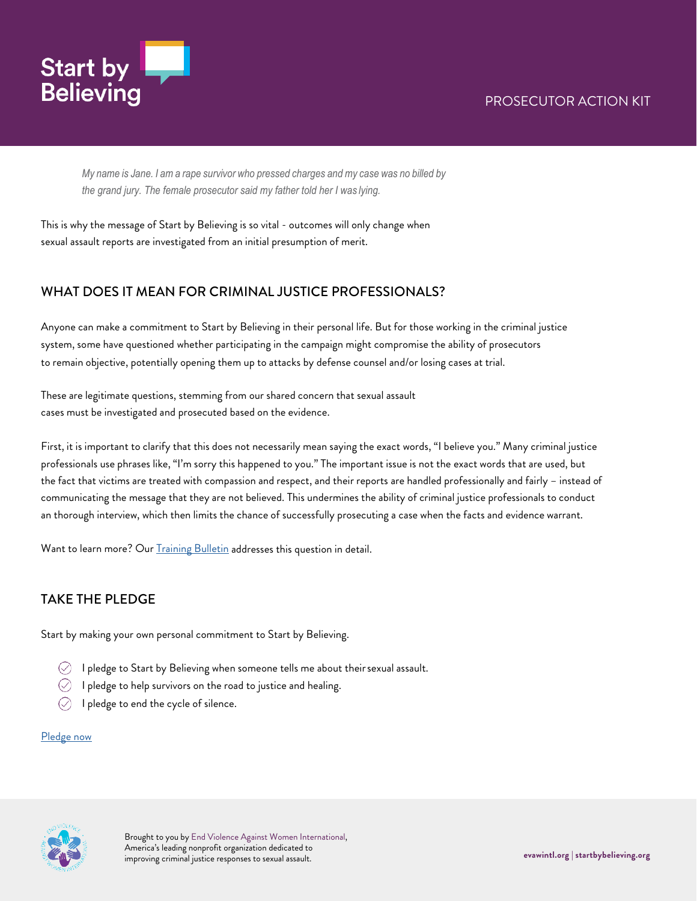*My name is Jane. I am a rape survivor who pressed charges and my case was no billed by the grand jury. The female prosecutor said my father told her I was lying.*

This is why the message of Start by Believing is so vital - outcomes will only change when sexual assault reports are investigated from an initial presumption of merit.

## WHAT DOES IT MEAN FOR CRIMINAL JUSTICE PROFESSIONALS?

Anyone can make a commitment to Start by Believing in their personal life. But for those working in the criminal justice system, some have questioned whether participating in the campaign might compromise the ability of prosecutors to remain objective, potentially opening them up to attacks by defense counsel and/or losing cases at trial.

These are legitimate questions, stemming from our shared concern that sexual assault cases must be investigated and prosecuted based on the evidence.

First, it is important to clarify that this does not necessarily mean saying the exact words, "I believe you." Many criminal justice professionals use phrases like, "I'm sorry this happened to you." The important issue is not the exact words that are used, but the fact that victims are treated with compassion and respect, and their reports are handled professionally and fairly – instead of communicating the message that they are not believed. This undermines the ability of criminal justice professionals to conduct an thorough interview, which then limits the chance of successfully prosecuting a case when the facts and evidence warrant.

Want to learn more? Our Training Bulletin addresses this question in detail.

## TAKE THE PLEDGE

Start by making your own personal commitment to Start by Believing.

- I pledge to Start by Believing when someone tells me about their sexual assault.
- I pledge to help survivors on the road to justice and healing.
- I pledge to end the cycle of silence.

Pledge now

Brought to you by End Violence Against Women International, America's leading nonprofit organization dedicated to improving criminal justice responses to sexual assault.

evawintl.org | startbybelieving.org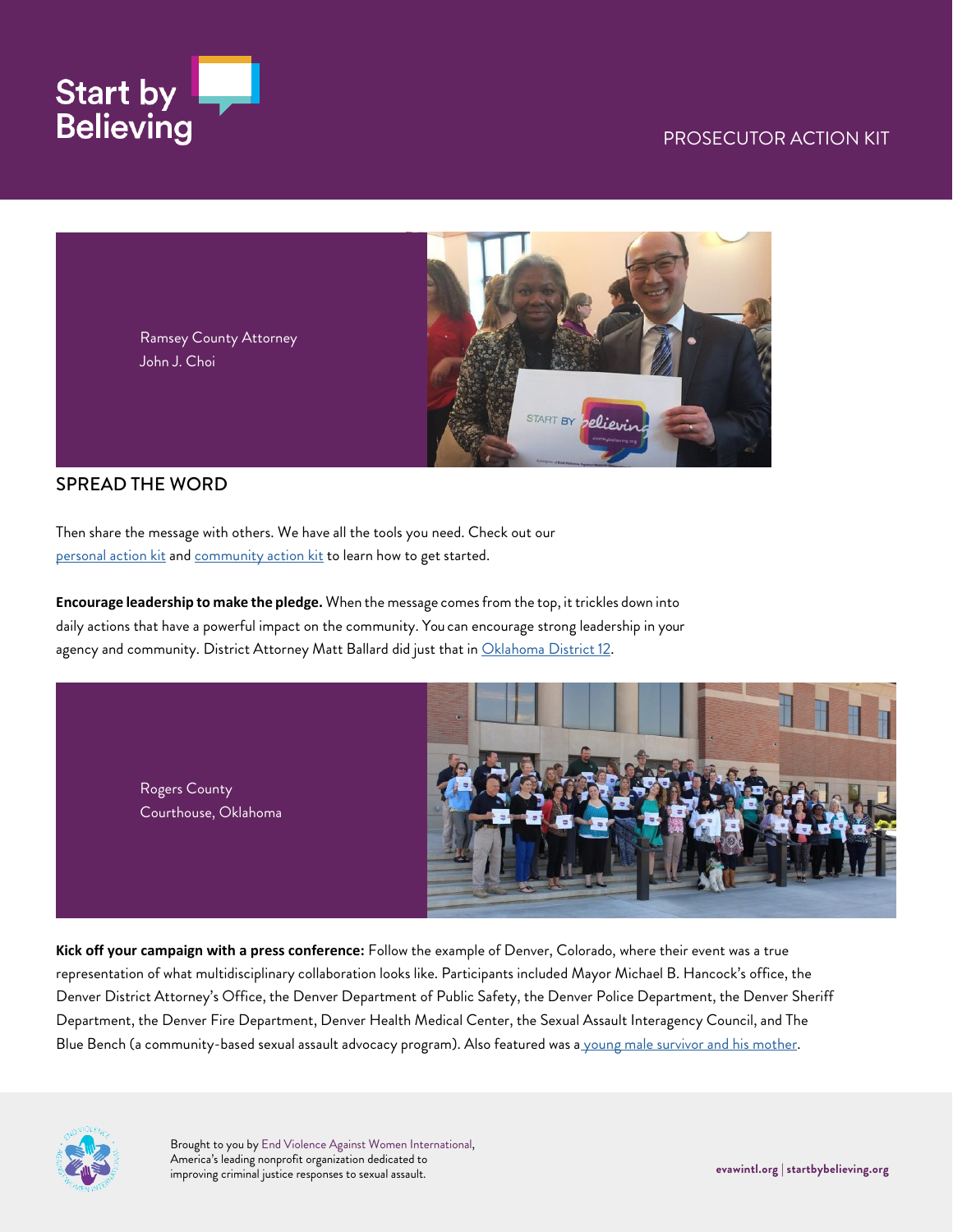Ramsey County Attorney
John J. Choi

## SPREAD THE WORD

Then share the message with others. We have all the tools you need. Check out our personal action kit and community action kit to learn how to get started.

**Encourage leadership to make the pledge.** When the message comes from the top, it trickles down into daily actions that have a powerful impact on the community. You can encourage strong leadership in your agency and community. District Attorney Matt Ballard did just that in Oklahoma District 12.

Rogers County
Courthouse, Oklahoma

**Kick off your campaign with a press conference:** Follow the example of Denver, Colorado, where their event was a true representation of what multidisciplinary collaboration looks like. Participants included Mayor Michael B. Hancock's office, the Denver District Attorney's Office, the Denver Department of Public Safety, the Denver Police Department, the Denver Sheriff Department, the Denver Fire Department, Denver Health Medical Center, the Sexual Assault Interagency Council, and The Blue Bench (a community-based sexual assault advocacy program). Also featured was a young male survivor and his mother.

Brought to you by End Violence Against Women International, America's leading nonprofit organization dedicated to improving criminal justice responses to sexual assault.

evawintl.org | startbybelieving.org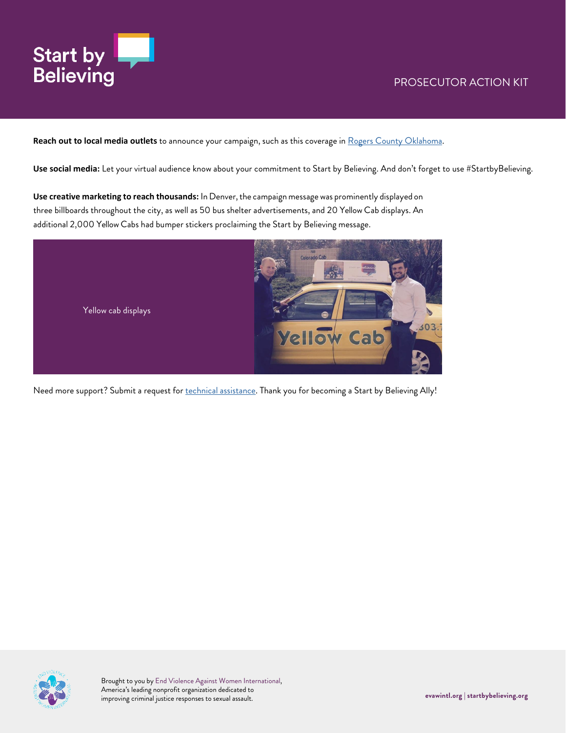**Reach out to local media outlets** to announce your campaign, such as this coverage in Rogers County Oklahoma.

**Use social media:** Let your virtual audience know about your commitment to Start by Believing. And don't forget to use #StartbyBelieving.

**Use creative marketing to reach thousands:** In Denver, the campaign message was prominently displayed on three billboards throughout the city, as well as 50 bus shelter advertisements, and 20 Yellow Cab displays. An additional 2,000 Yellow Cabs had bumper stickers proclaiming the Start by Believing message.

Yellow cab displays

Need more support? Submit a request for technical assistance. Thank you for becoming a Start by Believing Ally!

Brought to you by End Violence Against Women International, America's leading nonprofit organization dedicated to improving criminal justice responses to sexual assault.

**evawintl.org | startbybelieving.org**